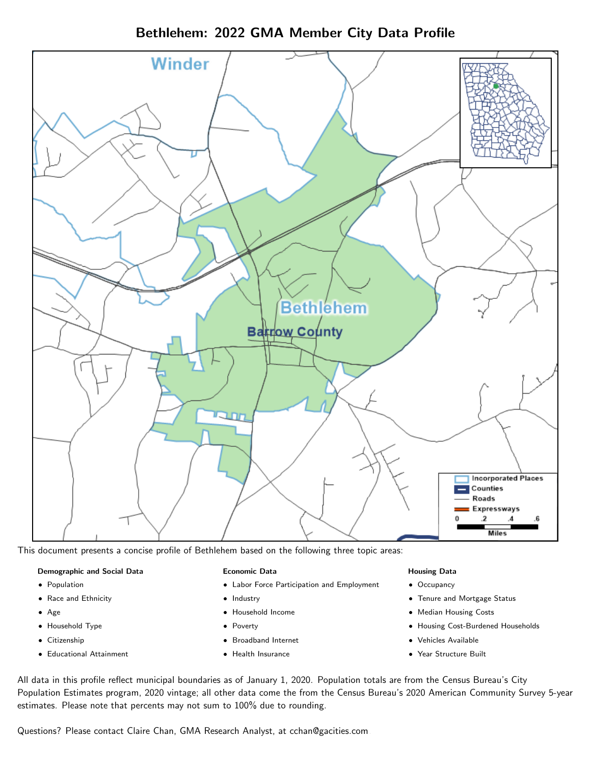# Bethlehem: 2022 GMA Member City Data Profile

This document presents a concise profile of Bethlehem based on the following three topic areas:

**Demographic and Social Data**

- Population
- Race and Ethnicity
- Age
- Household Type
- Citizenship
- Educational Attainment

**Economic Data**

- Labor Force Participation and Employment
- Industry
- Household Income
- Poverty
- Broadband Internet
- Health Insurance

**Housing Data**

- Occupancy
- Tenure and Mortgage Status
- Median Housing Costs
- Housing Cost-Burdened Households
- Vehicles Available
- Year Structure Built

All data in this profile reflect municipal boundaries as of January 1, 2020. Population totals are from the Census Bureau's City Population Estimates program, 2020 vintage; all other data come the from the Census Bureau's 2020 American Community Survey 5-year estimates. Please note that percents may not sum to 100% due to rounding.

Questions? Please contact Claire Chan, GMA Research Analyst, at cchan@gacities.com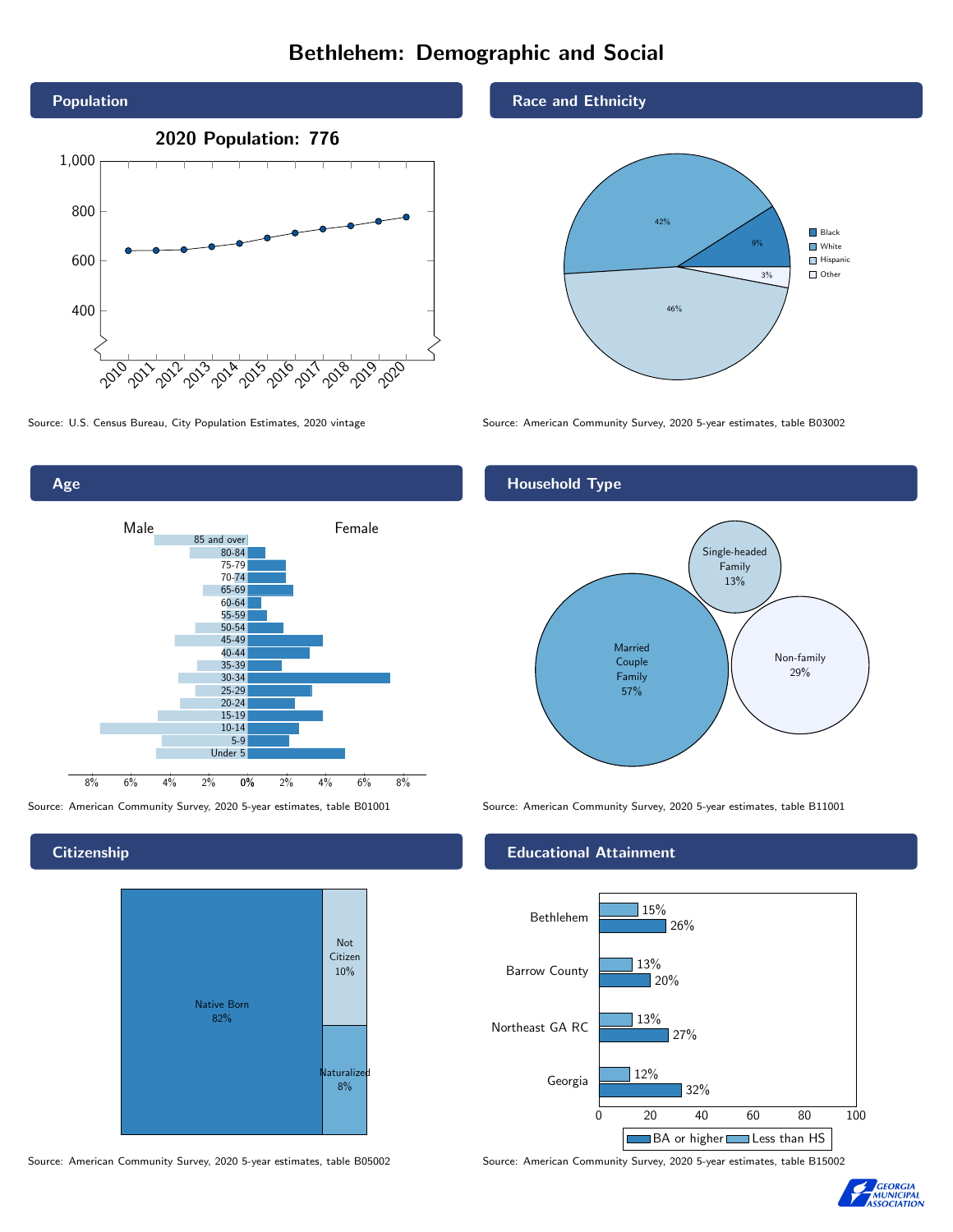# Bethlehem: Demographic and Social

## Population

**2020 Population: 776**

Source: U.S. Census Bureau, City Population Estimates, 2020 vintage

## Race and Ethnicity

| Group | Share |
|---|---|
| Black | 9% |
| White | 46% |
| Hispanic | 42% |
| Other | 3% |

Source: American Community Survey, 2020 5-year estimates, table B03002

## Age

Source: American Community Survey, 2020 5-year estimates, table B01001

## Household Type

| Household Type | Share |
|---|---|
| Married Couple Family | 57% |
| Single-headed Family | 13% |
| Non-family | 29% |

Source: American Community Survey, 2020 5-year estimates, table B11001

## Citizenship

| Status | Share |
|---|---|
| Native Born | 82% |
| Not Citizen | 10% |
| Naturalized | 8% |

Source: American Community Survey, 2020 5-year estimates, table B05002

## Educational Attainment

| Area | Less than HS | BA or higher |
|---|---|---|
| Bethlehem | 15% | 26% |
| Barrow County | 13% | 20% |
| Northeast GA RC | 13% | 27% |
| Georgia | 12% | 32% |

Source: American Community Survey, 2020 5-year estimates, table B15002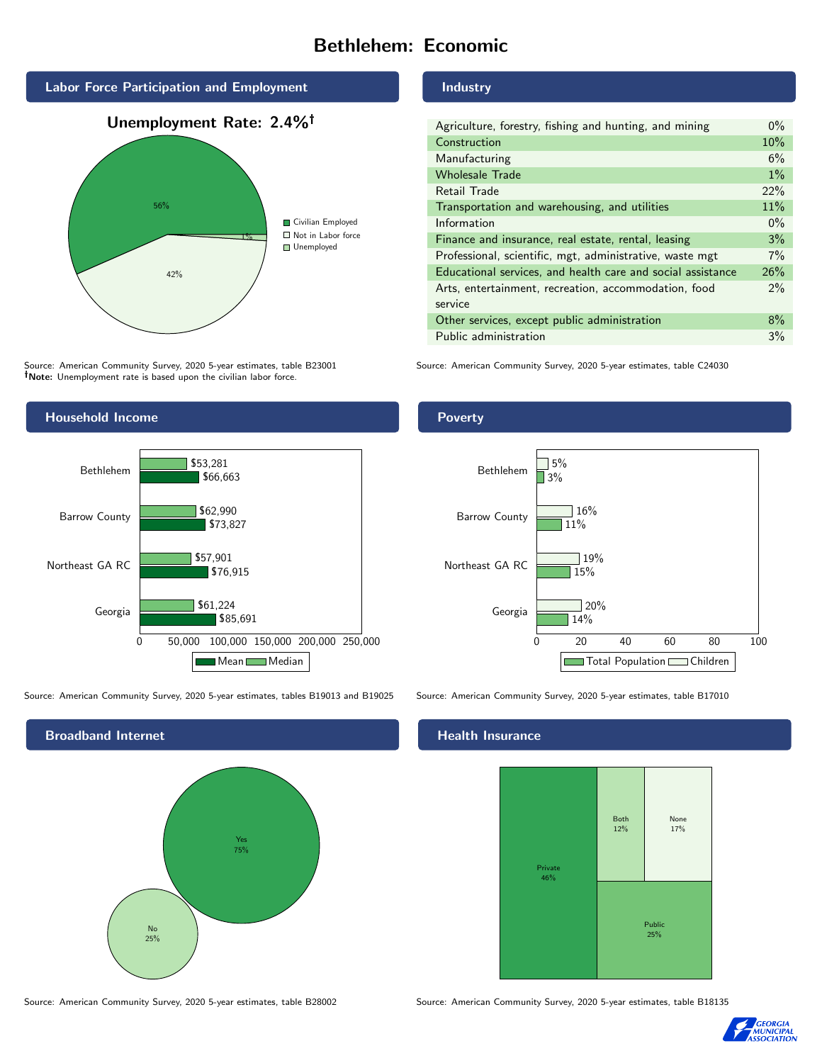# Bethlehem: Economic

## Labor Force Participation and Employment

**Unemployment Rate: 2.4%†**

| Category | Percent |
|---|---|
| Civilian Employed | 56% |
| Not in Labor force | 42% |
| Unemployed | 1% |

Source: American Community Survey, 2020 5-year estimates, table B23001
**†Note:** Unemployment rate is based upon the civilian labor force.

## Industry

| Industry | Percent |
|---|---|
| Agriculture, forestry, fishing and hunting, and mining | 0% |
| Construction | 10% |
| Manufacturing | 6% |
| Wholesale Trade | 1% |
| Retail Trade | 22% |
| Transportation and warehousing, and utilities | 11% |
| Information | 0% |
| Finance and insurance, real estate, rental, leasing | 3% |
| Professional, scientific, mgt, administrative, waste mgt | 7% |
| Educational services, and health care and social assistance | 26% |
| Arts, entertainment, recreation, accommodation, food service | 2% |
| Other services, except public administration | 8% |
| Public administration | 3% |

Source: American Community Survey, 2020 5-year estimates, table C24030

## Household Income

| | Median | Mean |
|---|---|---|
| Bethlehem | $53,281 | $66,663 |
| Barrow County | $62,990 | $73,827 |
| Northeast GA RC | $57,901 | $76,915 |
| Georgia | $61,224 | $85,691 |

Source: American Community Survey, 2020 5-year estimates, tables B19013 and B19025

## Poverty

| | Children | Total Population |
|---|---|---|
| Bethlehem | 5% | 3% |
| Barrow County | 16% | 11% |
| Northeast GA RC | 19% | 15% |
| Georgia | 20% | 14% |

Source: American Community Survey, 2020 5-year estimates, table B17010

## Broadband Internet

| | Percent |
|---|---|
| Yes | 75% |
| No | 25% |

Source: American Community Survey, 2020 5-year estimates, table B28002

## Health Insurance

| | Percent |
|---|---|
| Private | 46% |
| Both | 12% |
| None | 17% |
| Public | 25% |

Source: American Community Survey, 2020 5-year estimates, table B18135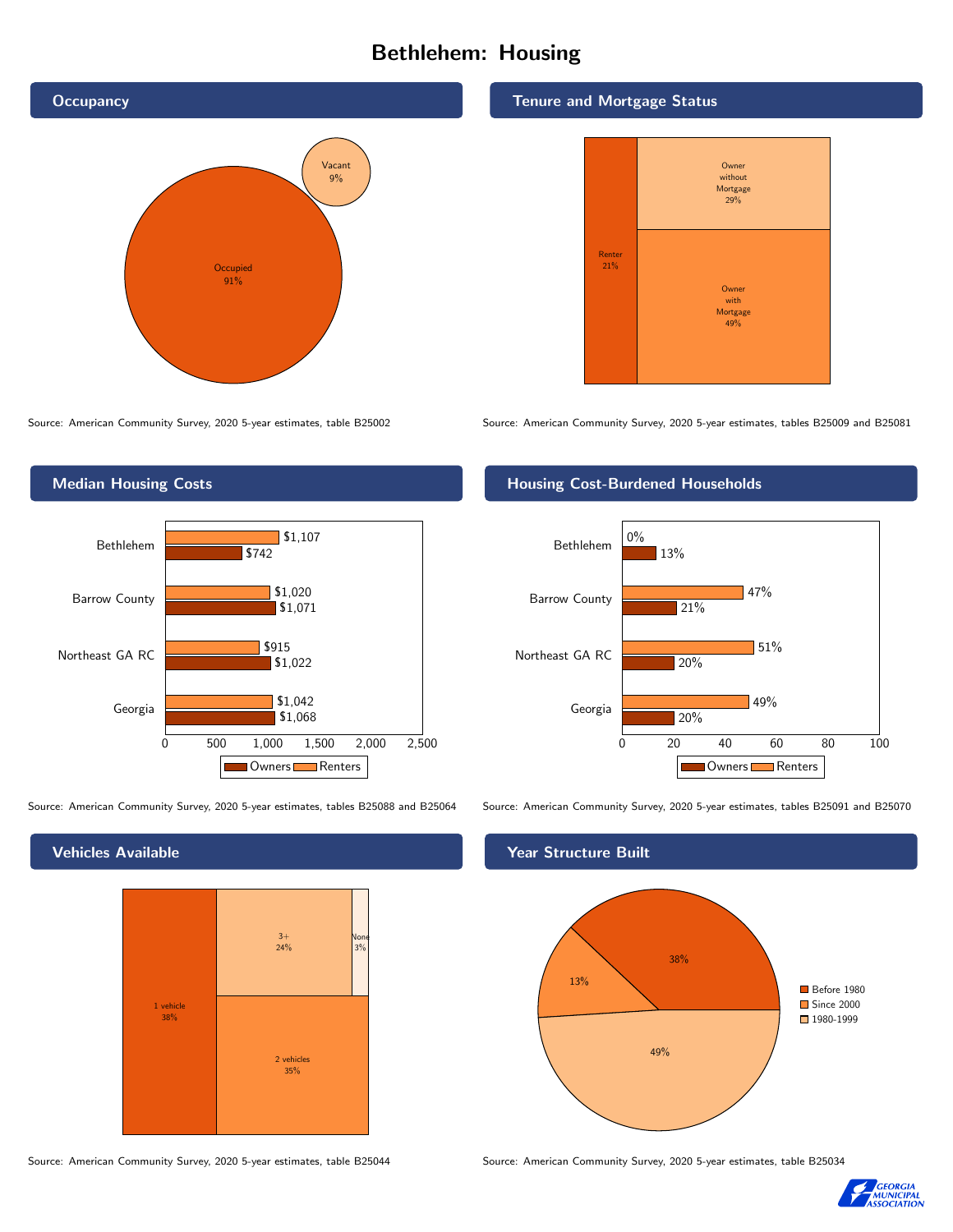# Bethlehem: Housing

## Occupancy

Vacant
9%

Occupied
91%

Source: American Community Survey, 2020 5-year estimates, table B25002

## Tenure and Mortgage Status

Renter
21%

Owner
without
Mortgage
29%

Owner
with
Mortgage
49%

Source: American Community Survey, 2020 5-year estimates, tables B25009 and B25081

## Median Housing Costs

Bethlehem
$1,107
$742

Barrow County
$1,020
$1,071

Northeast GA RC
$915
$1,022

Georgia
$1,042
$1,068

0 500 1,000 1,500 2,000 2,500

Owners Renters

Source: American Community Survey, 2020 5-year estimates, tables B25088 and B25064

## Housing Cost-Burdened Households

Bethlehem
0%
13%

Barrow County
47%
21%

Northeast GA RC
51%
20%

Georgia
49%
20%

0 20 40 60 80 100

Owners Renters

Source: American Community Survey, 2020 5-year estimates, tables B25091 and B25070

## Vehicles Available

1 vehicle
38%

3+
24%

None
3%

2 vehicles
35%

Source: American Community Survey, 2020 5-year estimates, table B25044

## Year Structure Built

38%

13%

49%

Before 1980
Since 2000
1980-1999

Source: American Community Survey, 2020 5-year estimates, table B25034